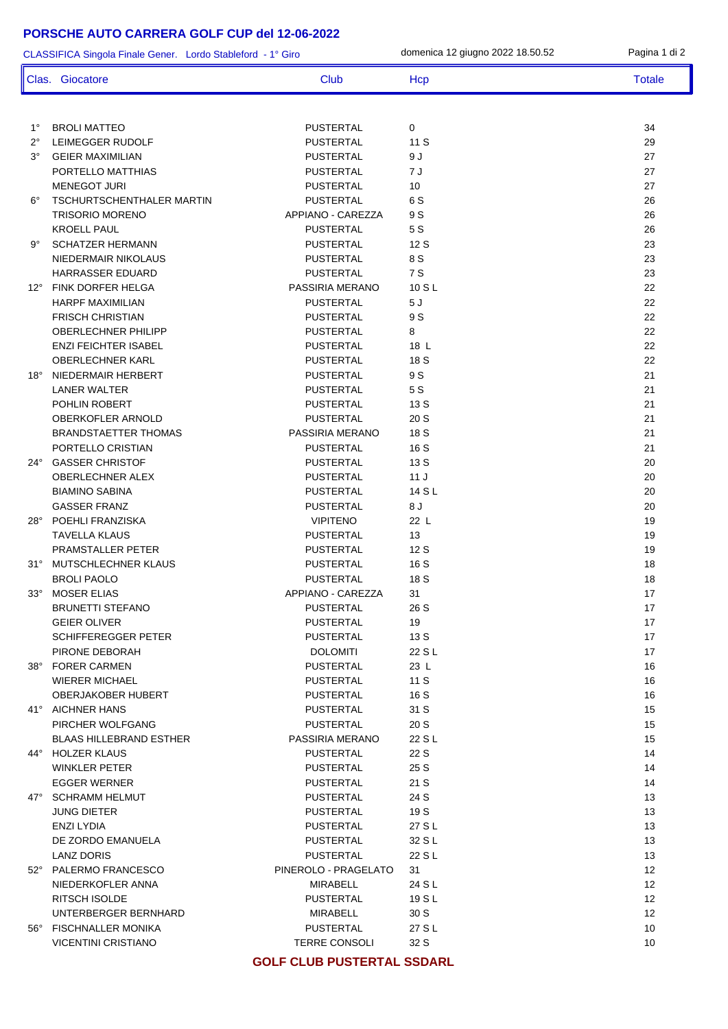# PORSCHE AUTO CARRERA GOLF CUP del 12-06-2022

CLASSIFICA Singola Finale Gener. Lordo Stableford - 1° Giro — domenica 12 giugno 2022 18.50.52

| Clas. | Giocatore | Club | Hcp | Totale |
|---|---|---|---|---|
| 1° | BROLI MATTEO | PUSTERTAL | 0 | 34 |
| 2° | LEIMEGGER RUDOLF | PUSTERTAL | 11 S | 29 |
| 3° | GEIER MAXIMILIAN | PUSTERTAL | 9 J | 27 |
| | PORTELLO MATTHIAS | PUSTERTAL | 7 J | 27 |
| | MENEGOT JURI | PUSTERTAL | 10 | 27 |
| 6° | TSCHURTSCHENTHALER MARTIN | PUSTERTAL | 6 S | 26 |
| | TRISORIO MORENO | APPIANO - CAREZZA | 9 S | 26 |
| | KROELL PAUL | PUSTERTAL | 5 S | 26 |
| 9° | SCHATZER HERMANN | PUSTERTAL | 12 S | 23 |
| | NIEDERMAIR NIKOLAUS | PUSTERTAL | 8 S | 23 |
| | HARRASSER EDUARD | PUSTERTAL | 7 S | 23 |
| 12° | FINK DORFER HELGA | PASSIRIA MERANO | 10 S L | 22 |
| | HARPF MAXIMILIAN | PUSTERTAL | 5 J | 22 |
| | FRISCH CHRISTIAN | PUSTERTAL | 9 S | 22 |
| | OBERLECHNER PHILIPP | PUSTERTAL | 8 | 22 |
| | ENZI FEICHTER ISABEL | PUSTERTAL | 18 L | 22 |
| | OBERLECHNER KARL | PUSTERTAL | 18 S | 22 |
| 18° | NIEDERMAIR HERBERT | PUSTERTAL | 9 S | 21 |
| | LANER WALTER | PUSTERTAL | 5 S | 21 |
| | POHLIN ROBERT | PUSTERTAL | 13 S | 21 |
| | OBERKOFLER ARNOLD | PUSTERTAL | 20 S | 21 |
| | BRANDSTAETTER THOMAS | PASSIRIA MERANO | 18 S | 21 |
| | PORTELLO CRISTIAN | PUSTERTAL | 16 S | 21 |
| 24° | GASSER CHRISTOF | PUSTERTAL | 13 S | 20 |
| | OBERLECHNER ALEX | PUSTERTAL | 11 J | 20 |
| | BIAMINO SABINA | PUSTERTAL | 14 S L | 20 |
| | GASSER FRANZ | PUSTERTAL | 8 J | 20 |
| 28° | POEHLI FRANZISKA | VIPITENO | 22 L | 19 |
| | TAVELLA KLAUS | PUSTERTAL | 13 | 19 |
| | PRAMSTALLER PETER | PUSTERTAL | 12 S | 19 |
| 31° | MUTSCHLECHNER KLAUS | PUSTERTAL | 16 S | 18 |
| | BROLI PAOLO | PUSTERTAL | 18 S | 18 |
| 33° | MOSER ELIAS | APPIANO - CAREZZA | 31 | 17 |
| | BRUNETTI STEFANO | PUSTERTAL | 26 S | 17 |
| | GEIER OLIVER | PUSTERTAL | 19 | 17 |
| | SCHIFFEREGGER PETER | PUSTERTAL | 13 S | 17 |
| | PIRONE DEBORAH | DOLOMITI | 22 S L | 17 |
| 38° | FORER CARMEN | PUSTERTAL | 23 L | 16 |
| | WIERER MICHAEL | PUSTERTAL | 11 S | 16 |
| | OBERJAKOBER HUBERT | PUSTERTAL | 16 S | 16 |
| 41° | AICHNER HANS | PUSTERTAL | 31 S | 15 |
| | PIRCHER WOLFGANG | PUSTERTAL | 20 S | 15 |
| | BLAAS HILLEBRAND ESTHER | PASSIRIA MERANO | 22 S L | 15 |
| 44° | HOLZER KLAUS | PUSTERTAL | 22 S | 14 |
| | WINKLER PETER | PUSTERTAL | 25 S | 14 |
| | EGGER WERNER | PUSTERTAL | 21 S | 14 |
| 47° | SCHRAMM HELMUT | PUSTERTAL | 24 S | 13 |
| | JUNG DIETER | PUSTERTAL | 19 S | 13 |
| | ENZI LYDIA | PUSTERTAL | 27 S L | 13 |
| | DE ZORDO EMANUELA | PUSTERTAL | 32 S L | 13 |
| | LANZ DORIS | PUSTERTAL | 22 S L | 13 |
| 52° | PALERMO FRANCESCO | PINEROLO - PRAGELATO | 31 | 12 |
| | NIEDERKOFLER ANNA | MIRABELL | 24 S L | 12 |
| | RITSCH ISOLDE | PUSTERTAL | 19 S L | 12 |
| | UNTERBERGER BERNHARD | MIRABELL | 30 S | 12 |
| 56° | FISCHNALLER MONIKA | PUSTERTAL | 27 S L | 10 |
| | VICENTINI CRISTIANO | TERRE CONSOLI | 32 S | 10 |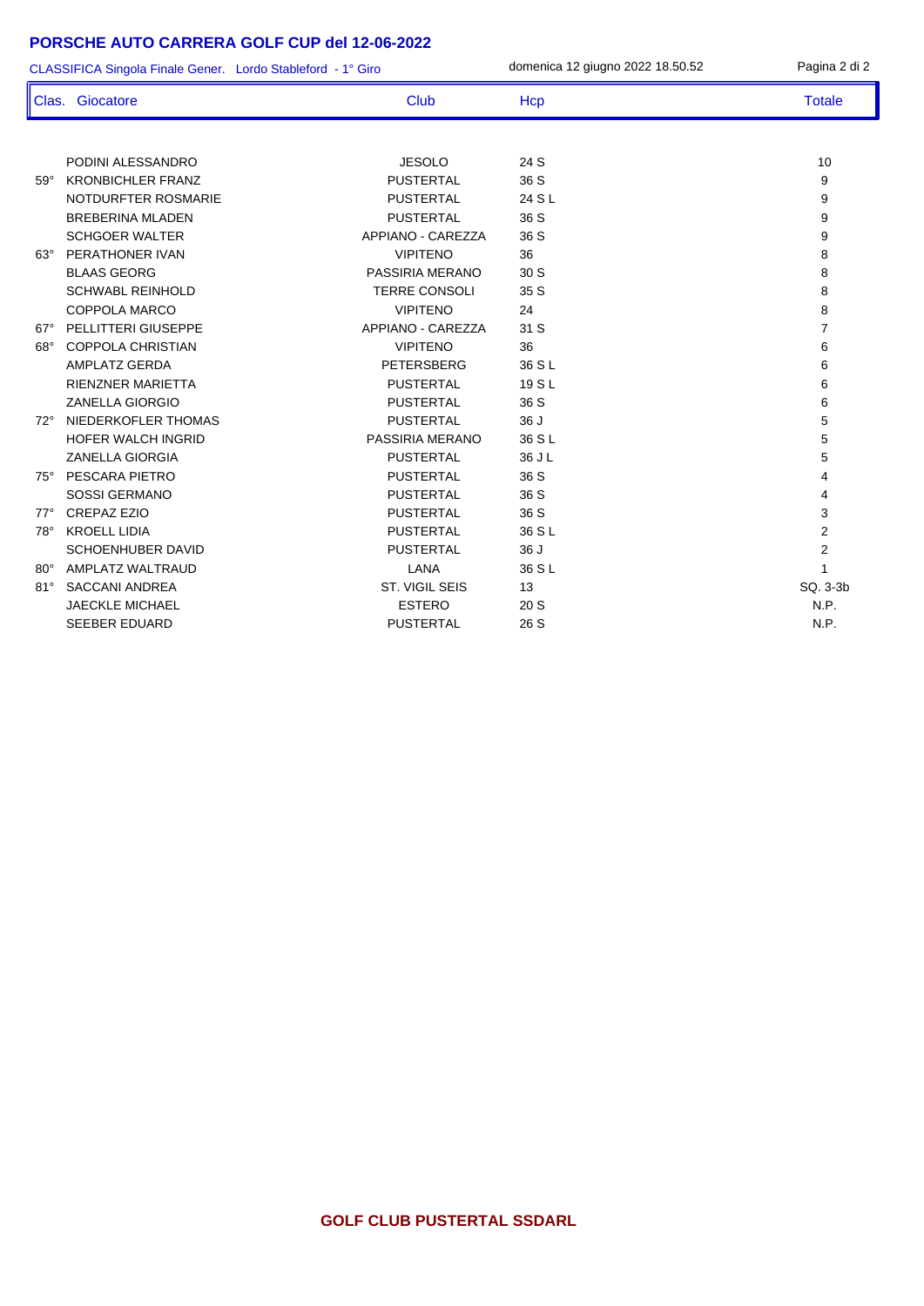## PORSCHE AUTO CARRERA GOLF CUP del 12-06-2022

CLASSIFICA Singola Finale Gener. Lordo Stableford - 1° Giro

domenica 12 giugno 2022 18.50.52

| Clas. | Giocatore | Club | Hcp | Totale |
|---|---|---|---|---|
| | PODINI ALESSANDRO | JESOLO | 24 S | 10 |
| 59° | KRONBICHLER FRANZ | PUSTERTAL | 36 S | 9 |
| | NOTDURFTER ROSMARIE | PUSTERTAL | 24 S L | 9 |
| | BREBERINA MLADEN | PUSTERTAL | 36 S | 9 |
| | SCHGOER WALTER | APPIANO - CAREZZA | 36 S | 9 |
| 63° | PERATHONER IVAN | VIPITENO | 36 | 8 |
| | BLAAS GEORG | PASSIRIA MERANO | 30 S | 8 |
| | SCHWABL REINHOLD | TERRE CONSOLI | 35 S | 8 |
| | COPPOLA MARCO | VIPITENO | 24 | 8 |
| 67° | PELLITTERI GIUSEPPE | APPIANO - CAREZZA | 31 S | 7 |
| 68° | COPPOLA CHRISTIAN | VIPITENO | 36 | 6 |
| | AMPLATZ GERDA | PETERSBERG | 36 S L | 6 |
| | RIENZNER MARIETTA | PUSTERTAL | 19 S L | 6 |
| | ZANELLA GIORGIO | PUSTERTAL | 36 S | 6 |
| 72° | NIEDERKOFLER THOMAS | PUSTERTAL | 36 J | 5 |
| | HOFER WALCH INGRID | PASSIRIA MERANO | 36 S L | 5 |
| | ZANELLA GIORGIA | PUSTERTAL | 36 J L | 5 |
| 75° | PESCARA PIETRO | PUSTERTAL | 36 S | 4 |
| | SOSSI GERMANO | PUSTERTAL | 36 S | 4 |
| 77° | CREPAZ EZIO | PUSTERTAL | 36 S | 3 |
| 78° | KROELL LIDIA | PUSTERTAL | 36 S L | 2 |
| | SCHOENHUBER DAVID | PUSTERTAL | 36 J | 2 |
| 80° | AMPLATZ WALTRAUD | LANA | 36 S L | 1 |
| 81° | SACCANI ANDREA | ST. VIGIL SEIS | 13 | SQ. 3-3b |
| | JAECKLE MICHAEL | ESTERO | 20 S | N.P. |
| | SEEBER EDUARD | PUSTERTAL | 26 S | N.P. |

**GOLF CLUB PUSTERTAL SSDARL**